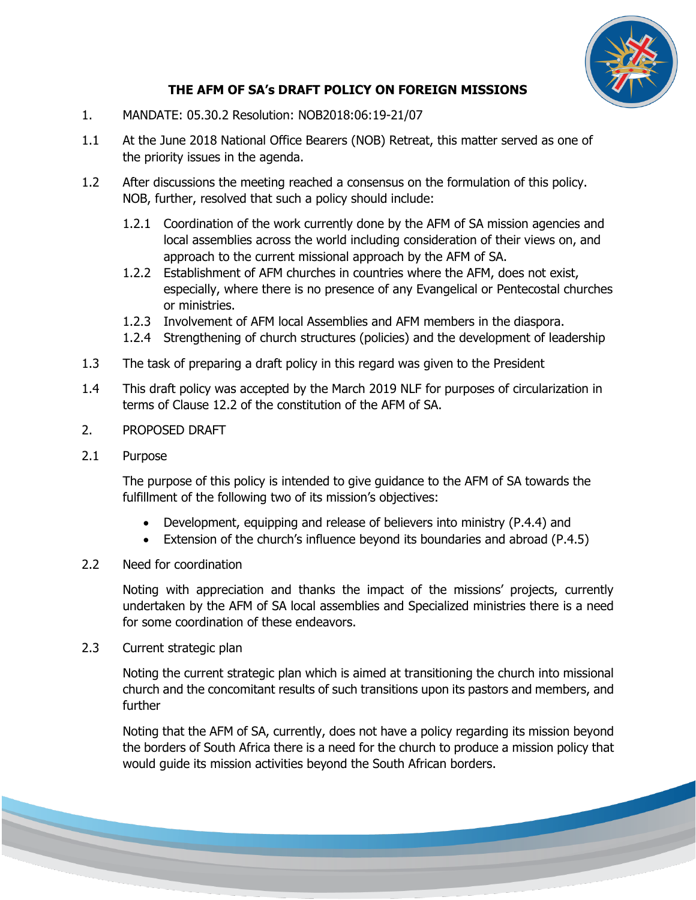# THE AFM OF SA's DRAFT POLICY ON FOREIGN MISSIONS

1. MANDATE: 05.30.2 Resolution: NOB2018:06:19-21/07

1.1 At the June 2018 National Office Bearers (NOB) Retreat, this matter served as one of the priority issues in the agenda.

1.2 After discussions the meeting reached a consensus on the formulation of this policy. NOB, further, resolved that such a policy should include:

- 1.2.1 Coordination of the work currently done by the AFM of SA mission agencies and local assemblies across the world including consideration of their views on, and approach to the current missional approach by the AFM of SA.
- 1.2.2 Establishment of AFM churches in countries where the AFM, does not exist, especially, where there is no presence of any Evangelical or Pentecostal churches or ministries.
- 1.2.3 Involvement of AFM local Assemblies and AFM members in the diaspora.
- 1.2.4 Strengthening of church structures (policies) and the development of leadership

1.3 The task of preparing a draft policy in this regard was given to the President

1.4 This draft policy was accepted by the March 2019 NLF for purposes of circularization in terms of Clause 12.2 of the constitution of the AFM of SA.

2. PROPOSED DRAFT

2.1 Purpose

The purpose of this policy is intended to give guidance to the AFM of SA towards the fulfillment of the following two of its mission's objectives:

- Development, equipping and release of believers into ministry (P.4.4) and
- Extension of the church's influence beyond its boundaries and abroad (P.4.5)

2.2 Need for coordination

Noting with appreciation and thanks the impact of the missions' projects, currently undertaken by the AFM of SA local assemblies and Specialized ministries there is a need for some coordination of these endeavors.

2.3 Current strategic plan

Noting the current strategic plan which is aimed at transitioning the church into missional church and the concomitant results of such transitions upon its pastors and members, and further

Noting that the AFM of SA, currently, does not have a policy regarding its mission beyond the borders of South Africa there is a need for the church to produce a mission policy that would guide its mission activities beyond the South African borders.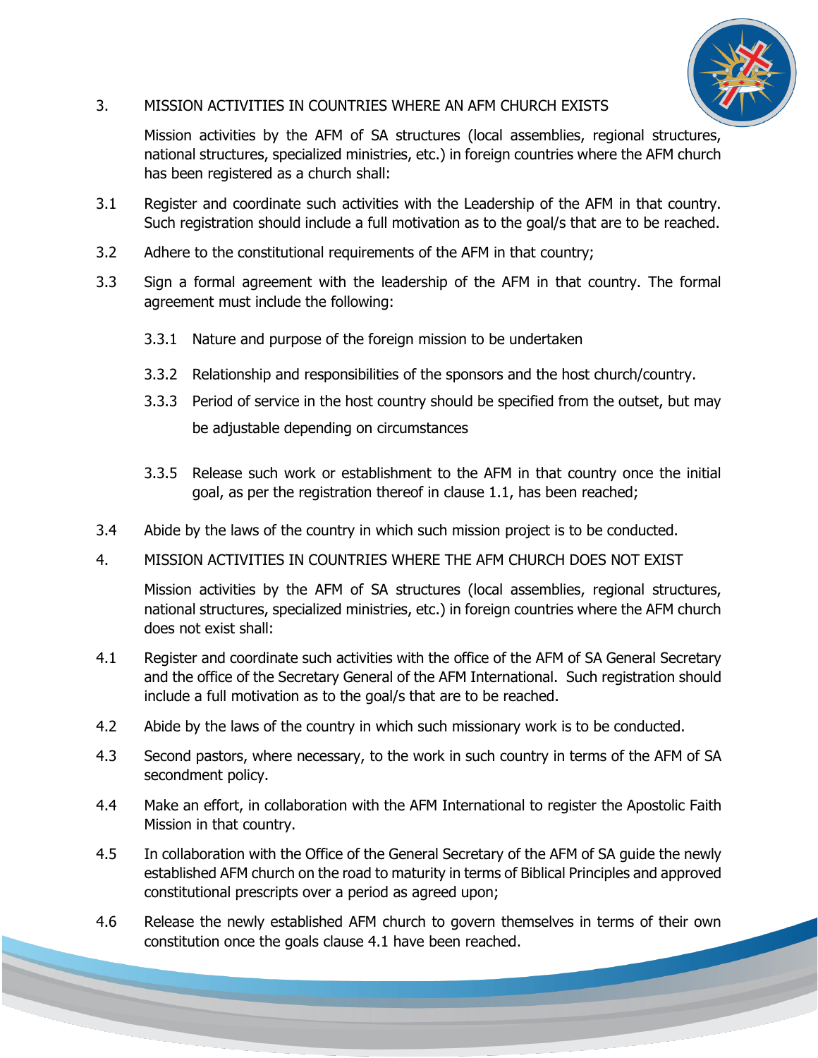3. MISSION ACTIVITIES IN COUNTRIES WHERE AN AFM CHURCH EXISTS

Mission activities by the AFM of SA structures (local assemblies, regional structures, national structures, specialized ministries, etc.) in foreign countries where the AFM church has been registered as a church shall:

3.1 Register and coordinate such activities with the Leadership of the AFM in that country. Such registration should include a full motivation as to the goal/s that are to be reached.

3.2 Adhere to the constitutional requirements of the AFM in that country;

3.3 Sign a formal agreement with the leadership of the AFM in that country. The formal agreement must include the following:

- 3.3.1 Nature and purpose of the foreign mission to be undertaken
- 3.3.2 Relationship and responsibilities of the sponsors and the host church/country.
- 3.3.3 Period of service in the host country should be specified from the outset, but may be adjustable depending on circumstances
- 3.3.5 Release such work or establishment to the AFM in that country once the initial goal, as per the registration thereof in clause 1.1, has been reached;

3.4 Abide by the laws of the country in which such mission project is to be conducted.

4. MISSION ACTIVITIES IN COUNTRIES WHERE THE AFM CHURCH DOES NOT EXIST

Mission activities by the AFM of SA structures (local assemblies, regional structures, national structures, specialized ministries, etc.) in foreign countries where the AFM church does not exist shall:

4.1 Register and coordinate such activities with the office of the AFM of SA General Secretary and the office of the Secretary General of the AFM International. Such registration should include a full motivation as to the goal/s that are to be reached.

4.2 Abide by the laws of the country in which such missionary work is to be conducted.

4.3 Second pastors, where necessary, to the work in such country in terms of the AFM of SA secondment policy.

4.4 Make an effort, in collaboration with the AFM International to register the Apostolic Faith Mission in that country.

4.5 In collaboration with the Office of the General Secretary of the AFM of SA guide the newly established AFM church on the road to maturity in terms of Biblical Principles and approved constitutional prescripts over a period as agreed upon;

4.6 Release the newly established AFM church to govern themselves in terms of their own constitution once the goals clause 4.1 have been reached.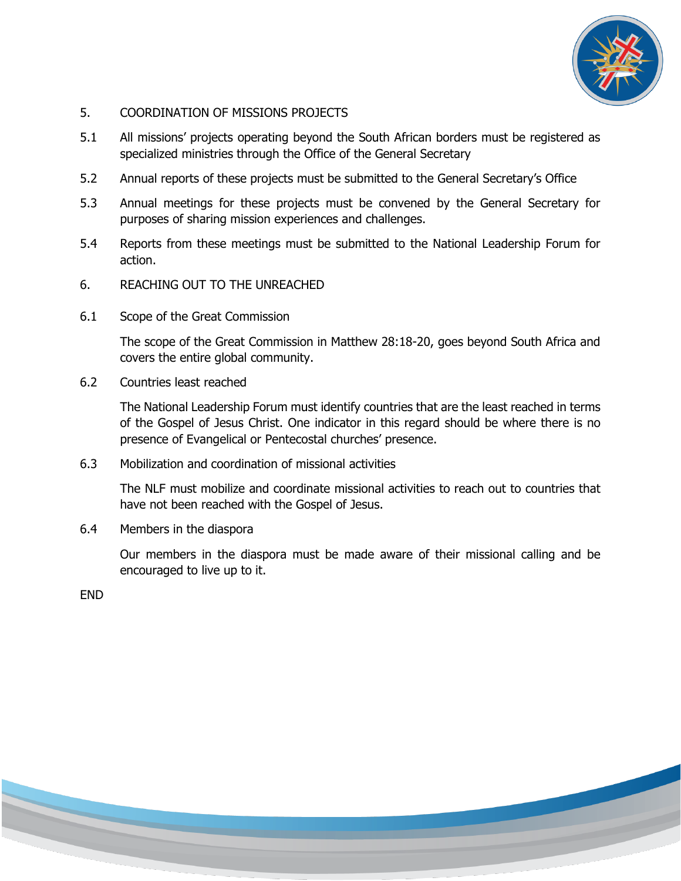## 5. COORDINATION OF MISSIONS PROJECTS

5.1 All missions' projects operating beyond the South African borders must be registered as specialized ministries through the Office of the General Secretary

5.2 Annual reports of these projects must be submitted to the General Secretary's Office

5.3 Annual meetings for these projects must be convened by the General Secretary for purposes of sharing mission experiences and challenges.

5.4 Reports from these meetings must be submitted to the National Leadership Forum for action.

## 6. REACHING OUT TO THE UNREACHED

### 6.1 Scope of the Great Commission

The scope of the Great Commission in Matthew 28:18-20, goes beyond South Africa and covers the entire global community.

### 6.2 Countries least reached

The National Leadership Forum must identify countries that are the least reached in terms of the Gospel of Jesus Christ. One indicator in this regard should be where there is no presence of Evangelical or Pentecostal churches' presence.

### 6.3 Mobilization and coordination of missional activities

The NLF must mobilize and coordinate missional activities to reach out to countries that have not been reached with the Gospel of Jesus.

### 6.4 Members in the diaspora

Our members in the diaspora must be made aware of their missional calling and be encouraged to live up to it.

END